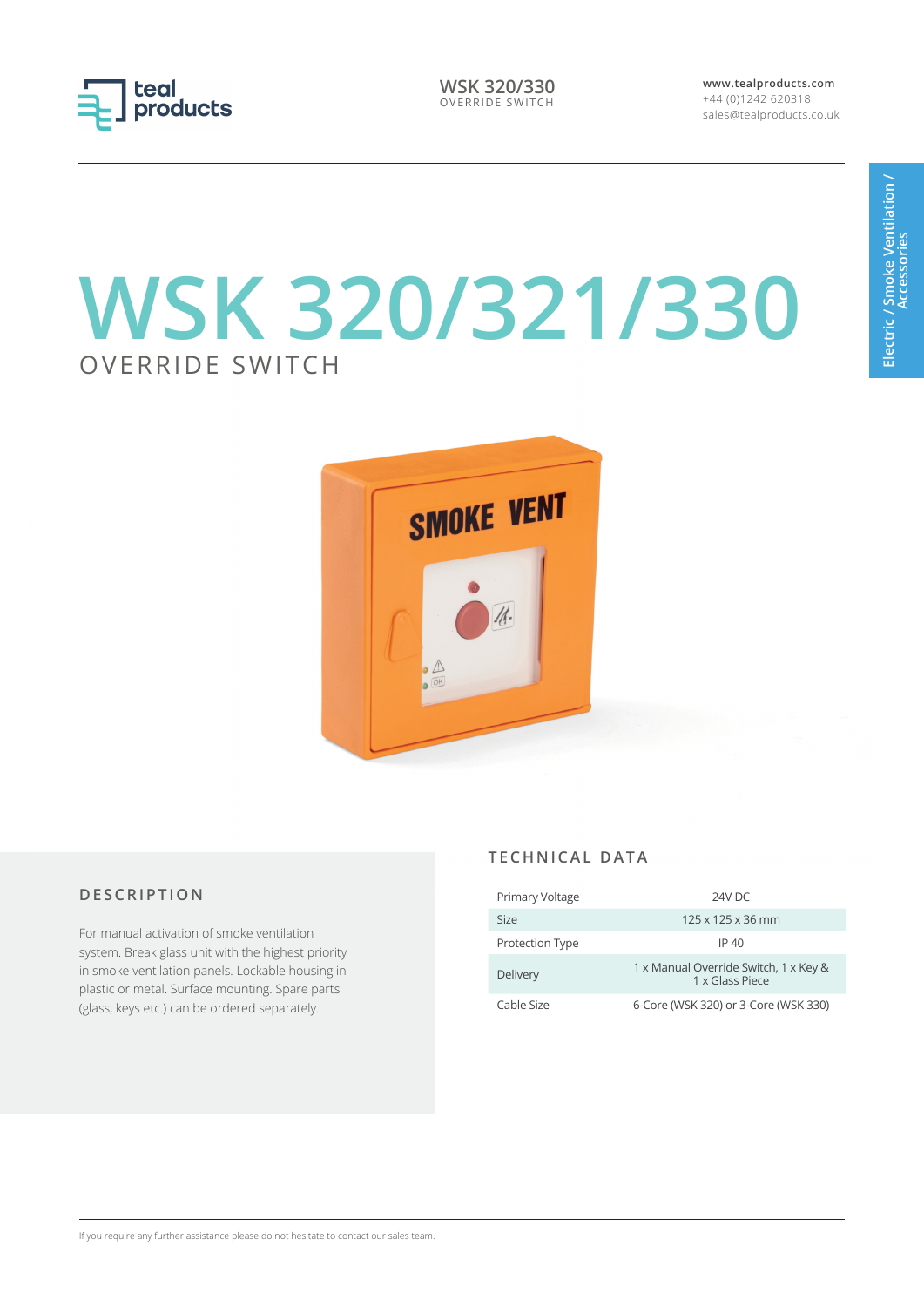# WSK 320/321/330

OVERRIDE SWITCH

## DESCRIPTION

For manual activation of smoke ventilation system. Break glass unit with the highest priority in smoke ventilation panels. Lockable housing in plastic or metal. Surface mounting. Spare parts (glass, keys etc.) can be ordered separately.

## TECHNICAL DATA

| | |
|---|---|
| Primary Voltage | 24V DC |
| Size | 125 x 125 x 36 mm |
| Protection Type | IP 40 |
| Delivery | 1 x Manual Override Switch, 1 x Key & 1 x Glass Piece |
| Cable Size | 6-Core (WSK 320) or 3-Core (WSK 330) |

If you require any further assistance please do not hesitate to contact our sales team.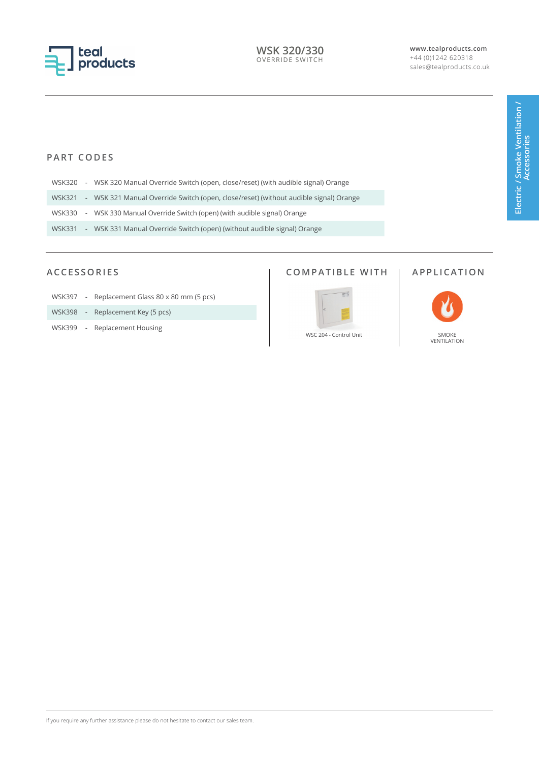## PART CODES

| | | |
|---|---|---|
| WSK320 | - | WSK 320 Manual Override Switch (open, close/reset) (with audible signal) Orange |
| WSK321 | - | WSK 321 Manual Override Switch (open, close/reset) (without audible signal) Orange |
| WSK330 | - | WSK 330 Manual Override Switch (open) (with audible signal) Orange |
| WSK331 | - | WSK 331 Manual Override Switch (open) (without audible signal) Orange |

## ACCESSORIES

| | | |
|---|---|---|
| WSK397 | - | Replacement Glass 80 x 80 mm (5 pcs) |
| WSK398 | - | Replacement Key (5 pcs) |
| WSK399 | - | Replacement Housing |

## COMPATIBLE WITH

WSC 204 - Control Unit

## APPLICATION

SMOKE VENTILATION

If you require any further assistance please do not hesitate to contact our sales team.